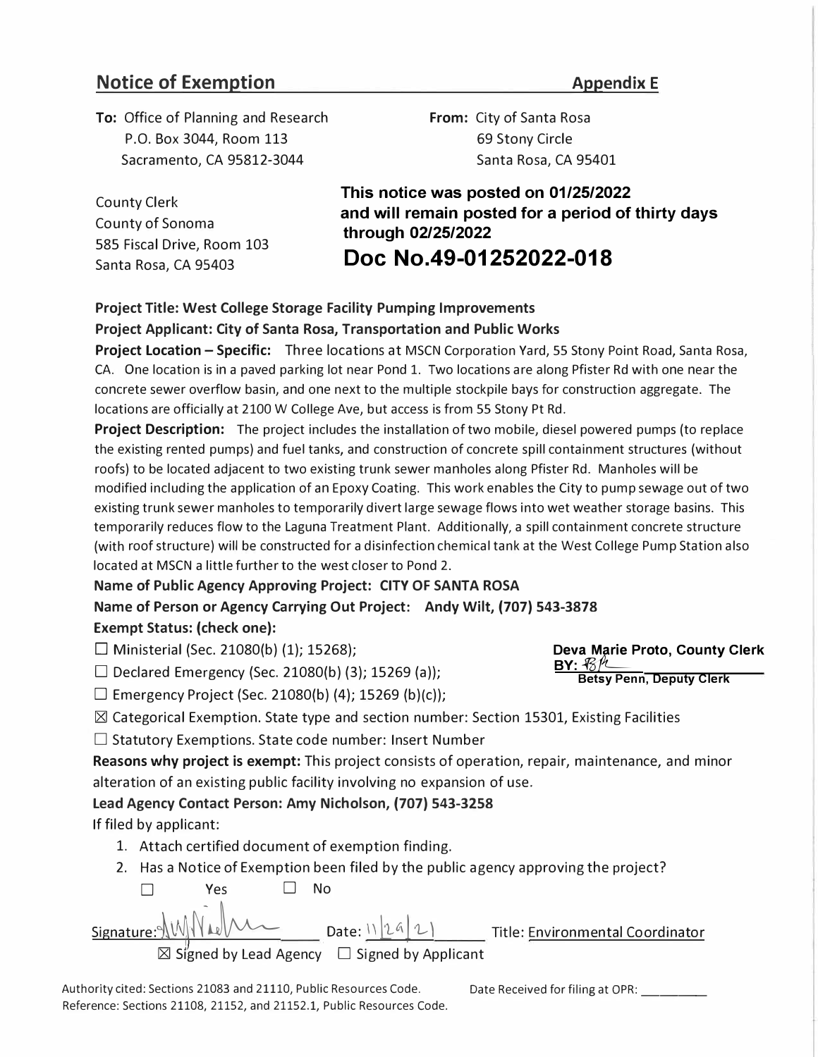## Notice of Exemption

**Appendix E**

**To:** Office of Planning and Research
P.O. Box 3044, Room 113
Sacramento, CA 95812-3044

**From:** City of Santa Rosa
69 Stony Circle
Santa Rosa, CA 95401

County Clerk
County of Sonoma
585 Fiscal Drive, Room 103
Santa Rosa, CA 95403

**This notice was posted on 01/25/2022 and will remain posted for a period of thirty days through 02/25/2022**

**Doc No.49-01252022-018**

**Project Title: West College Storage Facility Pumping Improvements**

**Project Applicant: City of Santa Rosa, Transportation and Public Works**

**Project Location – Specific:** Three locations at MSCN Corporation Yard, 55 Stony Point Road, Santa Rosa, CA. One location is in a paved parking lot near Pond 1. Two locations are along Pfister Rd with one near the concrete sewer overflow basin, and one next to the multiple stockpile bays for construction aggregate. The locations are officially at 2100 W College Ave, but access is from 55 Stony Pt Rd.

**Project Description:** The project includes the installation of two mobile, diesel powered pumps (to replace the existing rented pumps) and fuel tanks, and construction of concrete spill containment structures (without roofs) to be located adjacent to two existing trunk sewer manholes along Pfister Rd. Manholes will be modified including the application of an Epoxy Coating. This work enables the City to pump sewage out of two existing trunk sewer manholes to temporarily divert large sewage flows into wet weather storage basins. This temporarily reduces flow to the Laguna Treatment Plant. Additionally, a spill containment concrete structure (with roof structure) will be constructed for a disinfection chemical tank at the West College Pump Station also located at MSCN a little further to the west closer to Pond 2.

**Name of Public Agency Approving Project: CITY OF SANTA ROSA**

**Name of Person or Agency Carrying Out Project: Andy Wilt, (707) 543-3878**

**Exempt Status: (check one):**

☐ Ministerial (Sec. 21080(b) (1); 15268);

☐ Declared Emergency (Sec. 21080(b) (3); 15269 (a));

☐ Emergency Project (Sec. 21080(b) (4); 15269 (b)(c));

☒ Categorical Exemption. State type and section number: Section 15301, Existing Facilities

☐ Statutory Exemptions. State code number: Insert Number

**Deva Marie Proto, County Clerk**
**BY:** BP
**Betsy Penn, Deputy Clerk**

**Reasons why project is exempt:** This project consists of operation, repair, maintenance, and minor alteration of an existing public facility involving no expansion of use.

**Lead Agency Contact Person: Amy Nicholson, (707) 543-3258**

If filed by applicant:

1. Attach certified document of exemption finding.
2. Has a Notice of Exemption been filed by the public agency approving the project?

   ☐ Yes ☐ No

Signature: [signature] Date: 11/29/21 Title: Environmental Coordinator

☒ Signed by Lead Agency ☐ Signed by Applicant

Authority cited: Sections 21083 and 21110, Public Resources Code.
Reference: Sections 21108, 21152, and 21152.1, Public Resources Code.

Date Received for filing at OPR: ________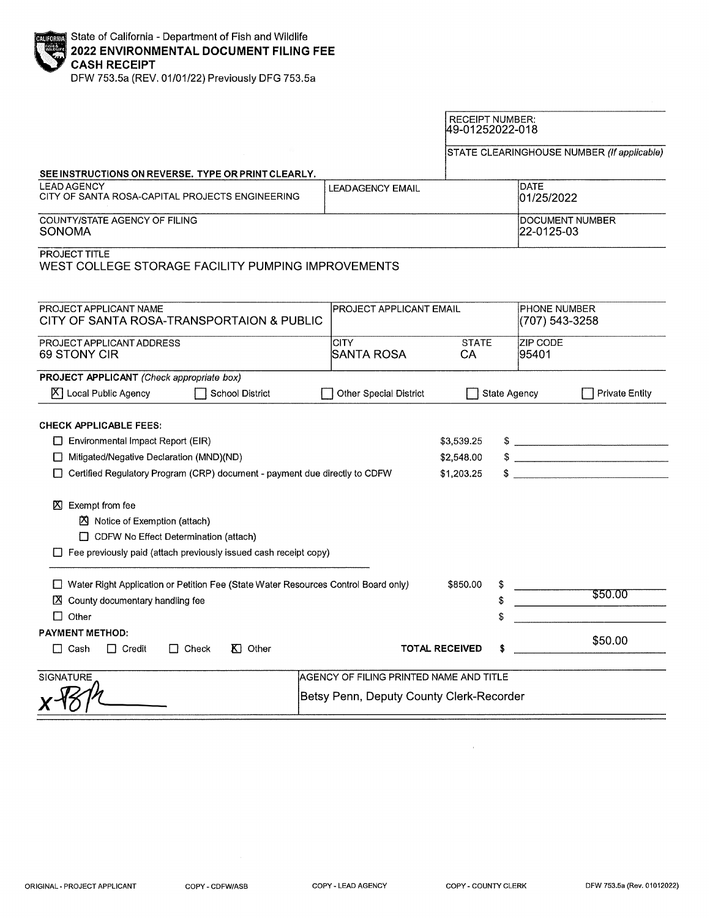State of California - Department of Fish and Wildlife
**2022 ENVIRONMENTAL DOCUMENT FILING FEE**
**CASH RECEIPT**
DFW 753.5a (REV. 01/01/22) Previously DFG 753.5a

| | |
|---|---|
| RECEIPT NUMBER: | 49-01252022-018 |
| STATE CLEARINGHOUSE NUMBER *(If applicable)* | |

**SEE INSTRUCTIONS ON REVERSE. TYPE OR PRINT CLEARLY.**

| LEAD AGENCY | LEAD AGENCY EMAIL | DATE |
|---|---|---|
| CITY OF SANTA ROSA-CAPITAL PROJECTS ENGINEERING | | 01/25/2022 |

| COUNTY/STATE AGENCY OF FILING | DOCUMENT NUMBER |
|---|---|
| SONOMA | 22-0125-03 |

PROJECT TITLE
WEST COLLEGE STORAGE FACILITY PUMPING IMPROVEMENTS

| PROJECT APPLICANT NAME | PROJECT APPLICANT EMAIL | PHONE NUMBER |
|---|---|---|
| CITY OF SANTA ROSA-TRANSPORTAION & PUBLIC | | (707) 543-3258 |

| PROJECT APPLICANT ADDRESS | CITY | STATE | ZIP CODE |
|---|---|---|---|
| 69 STONY CIR | SANTA ROSA | CA | 95401 |

**PROJECT APPLICANT** *(Check appropriate box)*

- [X] Local Public Agency
- [ ] School District
- [ ] Other Special District
- [ ] State Agency
- [ ] Private Entity

**CHECK APPLICABLE FEES:**

| Fee | Amount | Paid |
|---|---|---|
| [ ] Environmental Impact Report (EIR) | $3,539.25 | $ |
| [ ] Mitigated/Negative Declaration (MND)(ND) | $2,548.00 | $ |
| [ ] Certified Regulatory Program (CRP) document - payment due directly to CDFW | $1,203.25 | $ |

- [X] Exempt from fee
  - [X] Notice of Exemption (attach)
  - [ ] CDFW No Effect Determination (attach)
- [ ] Fee previously paid (attach previously issued cash receipt copy)

| Fee | Amount | Paid |
|---|---|---|
| [ ] Water Right Application or Petition Fee (State Water Resources Control Board only) | $850.00 | $ |
| [X] County documentary handling fee | | $ $50.00 |
| [ ] Other | | $ |

**PAYMENT METHOD:**

- [ ] Cash
- [ ] Credit
- [ ] Check
- [X] Other

**TOTAL RECEIVED** $ $50.00

| SIGNATURE | AGENCY OF FILING PRINTED NAME AND TITLE |
|---|---|
| x [signature] | Betsy Penn, Deputy County Clerk-Recorder |

ORIGINAL - PROJECT APPLICANT COPY - CDFW/ASB COPY - LEAD AGENCY COPY - COUNTY CLERK DFW 753.5a (Rev. 01012022)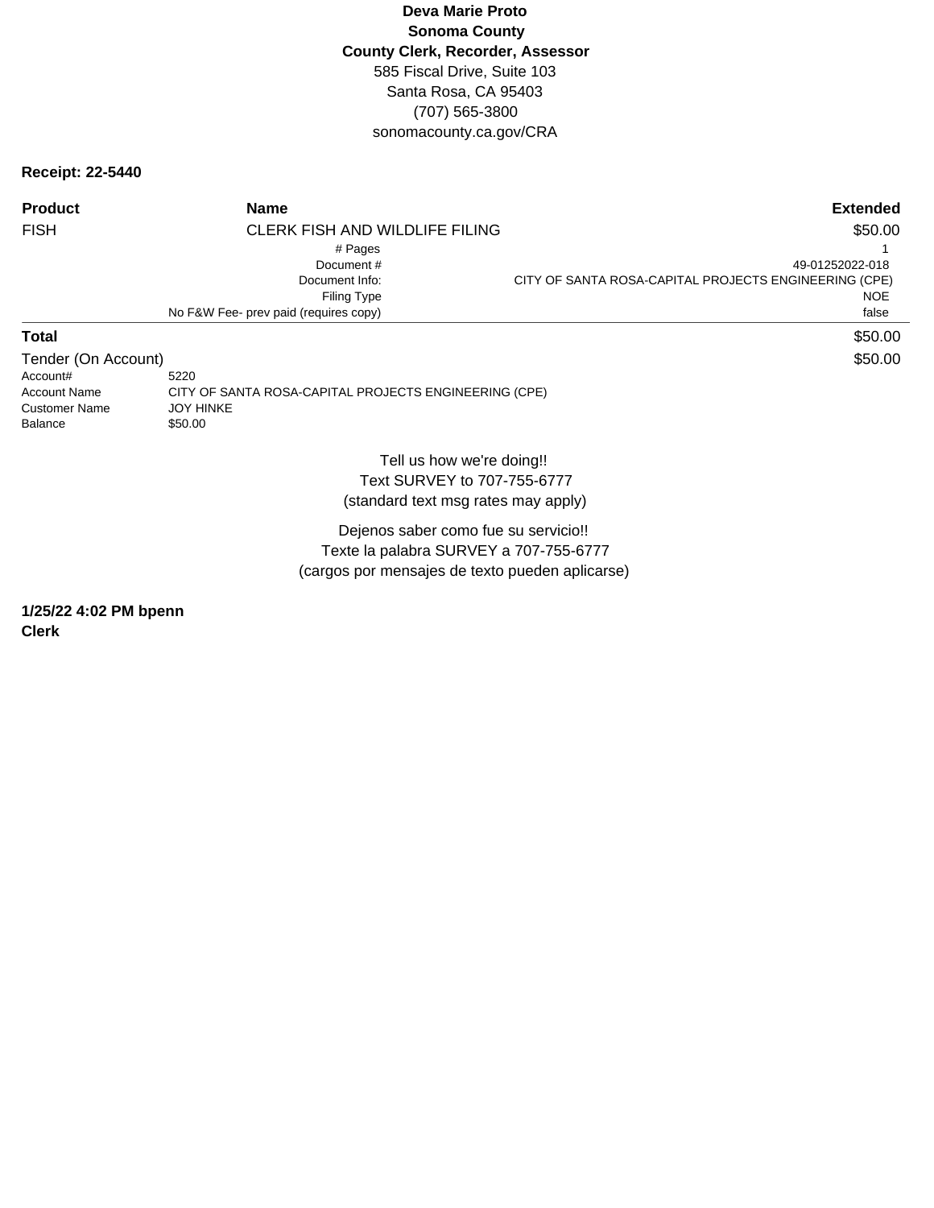**Deva Marie Proto**
**Sonoma County**
**County Clerk, Recorder, Assessor**
585 Fiscal Drive, Suite 103
Santa Rosa, CA 95403
(707) 565-3800
sonomacounty.ca.gov/CRA

**Receipt: 22-5440**

| **Product** | **Name** | | **Extended** |
|---|---|---|---|
| FISH | CLERK FISH AND WILDLIFE FILING | | $50.00 |
| | # Pages | | 1 |
| | Document # | | 49-01252022-018 |
| | Document Info: | | CITY OF SANTA ROSA-CAPITAL PROJECTS ENGINEERING (CPE) |
| | Filing Type | | NOE |
| | No F&W Fee- prev paid (requires copy) | | false |
| **Total** | | | $50.00 |
| Tender (On Account) | | | $50.00 |
| Account# | 5220 | | |
| Account Name | CITY OF SANTA ROSA-CAPITAL PROJECTS ENGINEERING (CPE) | | |
| Customer Name | JOY HINKE | | |
| Balance | $50.00 | | |

Tell us how we're doing!!
Text SURVEY to 707-755-6777
(standard text msg rates may apply)

Dejenos saber como fue su servicio!!
Texte la palabra SURVEY a 707-755-6777
(cargos por mensajes de texto pueden aplicarse)

**1/25/22 4:02 PM bpenn**
**Clerk**